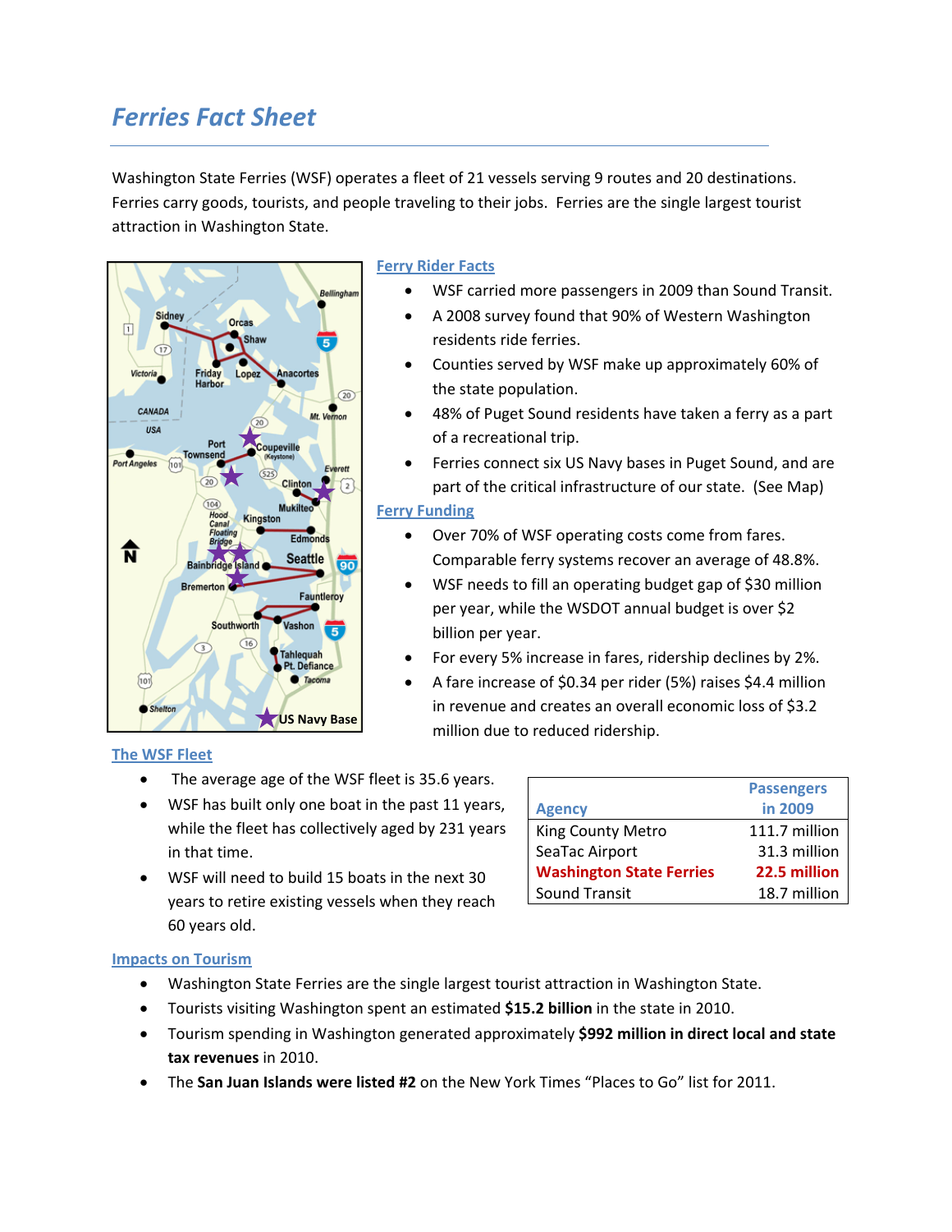# Ferries Fact Sheet

Washington State Ferries (WSF) operates a fleet of 21 vessels serving 9 routes and 20 destinations. Ferries carry goods, tourists, and people traveling to their jobs. Ferries are the single largest tourist attraction in Washington State.

Bellingham
Sidney
Orcas
Shaw
Victoria
Friday Harbor
Lopez
Anacortes
Mt. Vernon
CANADA
USA
Port Angeles
Port Townsend
Coupeville (Keystone)
Everett
Clinton
Mukilteo
Hood Canal Floating Bridge
Kingston
Edmonds
N
Bainbridge Island
Seattle
Bremerton
Fauntleroy
Southworth
Vashon
Tahlequah
Pt. Defiance
Tacoma
Shelton
US Navy Base

## Ferry Rider Facts

- WSF carried more passengers in 2009 than Sound Transit.
- A 2008 survey found that 90% of Western Washington residents ride ferries.
- Counties served by WSF make up approximately 60% of the state population.
- 48% of Puget Sound residents have taken a ferry as a part of a recreational trip.
- Ferries connect six US Navy bases in Puget Sound, and are part of the critical infrastructure of our state. (See Map)

## Ferry Funding

- Over 70% of WSF operating costs come from fares. Comparable ferry systems recover an average of 48.8%.
- WSF needs to fill an operating budget gap of $30 million per year, while the WSDOT annual budget is over $2 billion per year.
- For every 5% increase in fares, ridership declines by 2%.
- A fare increase of $0.34 per rider (5%) raises $4.4 million in revenue and creates an overall economic loss of $3.2 million due to reduced ridership.

## The WSF Fleet

- The average age of the WSF fleet is 35.6 years.
- WSF has built only one boat in the past 11 years, while the fleet has collectively aged by 231 years in that time.
- WSF will need to build 15 boats in the next 30 years to retire existing vessels when they reach 60 years old.

| Agency | Passengers in 2009 |
|---|---|
| King County Metro | 111.7 million |
| SeaTac Airport | 31.3 million |
| **Washington State Ferries** | **22.5 million** |
| Sound Transit | 18.7 million |

## Impacts on Tourism

- Washington State Ferries are the single largest tourist attraction in Washington State.
- Tourists visiting Washington spent an estimated **$15.2 billion** in the state in 2010.
- Tourism spending in Washington generated approximately **$992 million in direct local and state tax revenues** in 2010.
- The **San Juan Islands were listed #2** on the New York Times "Places to Go" list for 2011.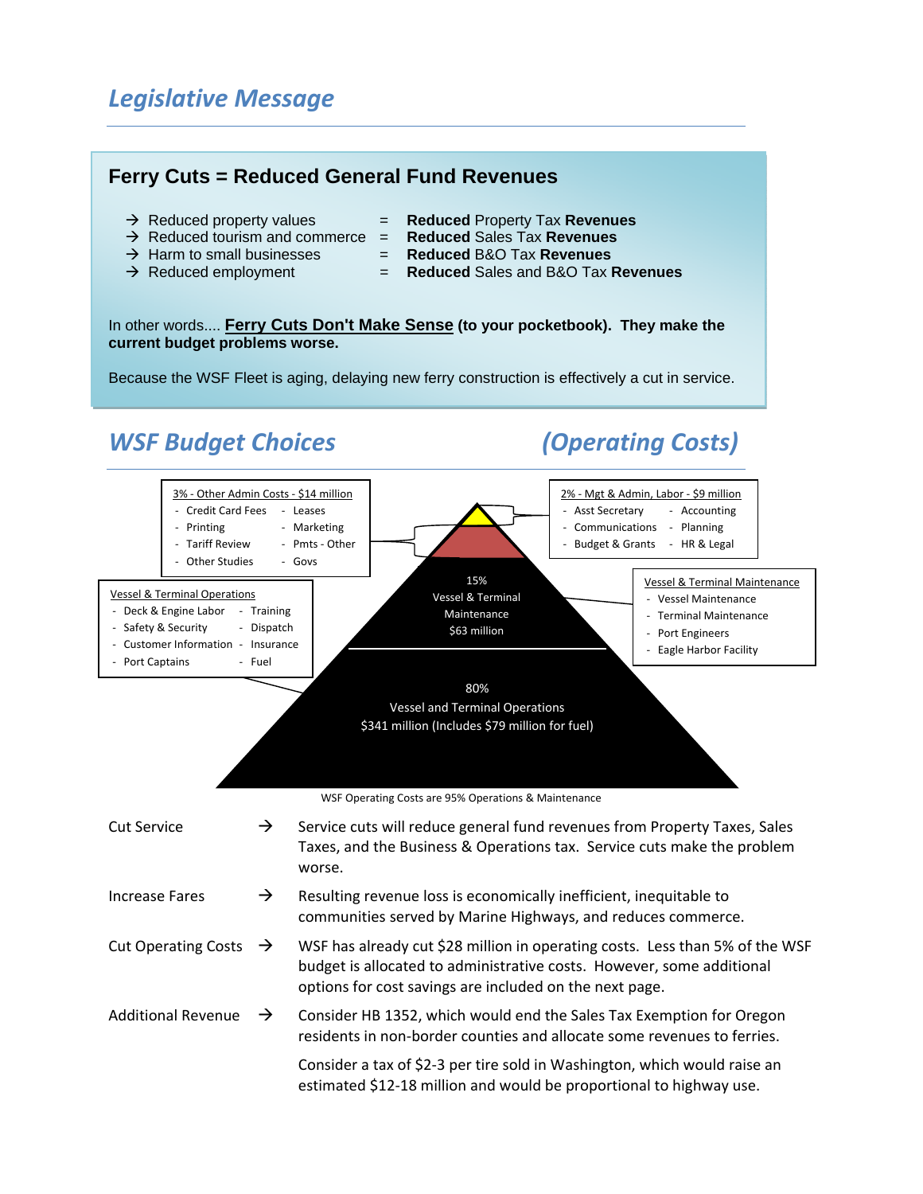# Legislative Message

## Ferry Cuts = Reduced General Fund Revenues

| | | |
|---|---|---|
| → Reduced property values | = | **Reduced** Property Tax **Revenues** |
| → Reduced tourism and commerce | = | **Reduced** Sales Tax **Revenues** |
| → Harm to small businesses | = | **Reduced B&O** Tax **Revenues** |
| → Reduced employment | = | **Reduced** Sales and B&O Tax **Revenues** |

In other words.... **Ferry Cuts Don't Make Sense (to your pocketbook). They make the current budget problems worse.**

Because the WSF Fleet is aging, delaying new ferry construction is effectively a cut in service.

## WSF Budget Choices (Operating Costs)

3% - Other Admin Costs - $14 million
- Credit Card Fees
- Leases
- Printing
- Marketing
- Tariff Review
- Pmts - Other
- Other Studies
- Govs

2% - Mgt & Admin, Labor - $9 million
- Asst Secretary
- Accounting
- Communications
- Planning
- Budget & Grants
- HR & Legal

Vessel & Terminal Operations
- Deck & Engine Labor
- Training
- Safety & Security
- Dispatch
- Customer Information
- Insurance
- Port Captains
- Fuel

Vessel & Terminal Maintenance
- Vessel Maintenance
- Terminal Maintenance
- Port Engineers
- Eagle Harbor Facility

15%
Vessel & Terminal Maintenance
$63 million

80%
Vessel and Terminal Operations
$341 million (Includes $79 million for fuel)

WSF Operating Costs are 95% Operations & Maintenance

Cut Service → Service cuts will reduce general fund revenues from Property Taxes, Sales Taxes, and the Business & Operations tax. Service cuts make the problem worse.

Increase Fares → Resulting revenue loss is economically inefficient, inequitable to communities served by Marine Highways, and reduces commerce.

Cut Operating Costs → WSF has already cut $28 million in operating costs. Less than 5% of the WSF budget is allocated to administrative costs. However, some additional options for cost savings are included on the next page.

Additional Revenue → Consider HB 1352, which would end the Sales Tax Exemption for Oregon residents in non-border counties and allocate some revenues to ferries.

Consider a tax of $2-3 per tire sold in Washington, which would raise an estimated $12-18 million and would be proportional to highway use.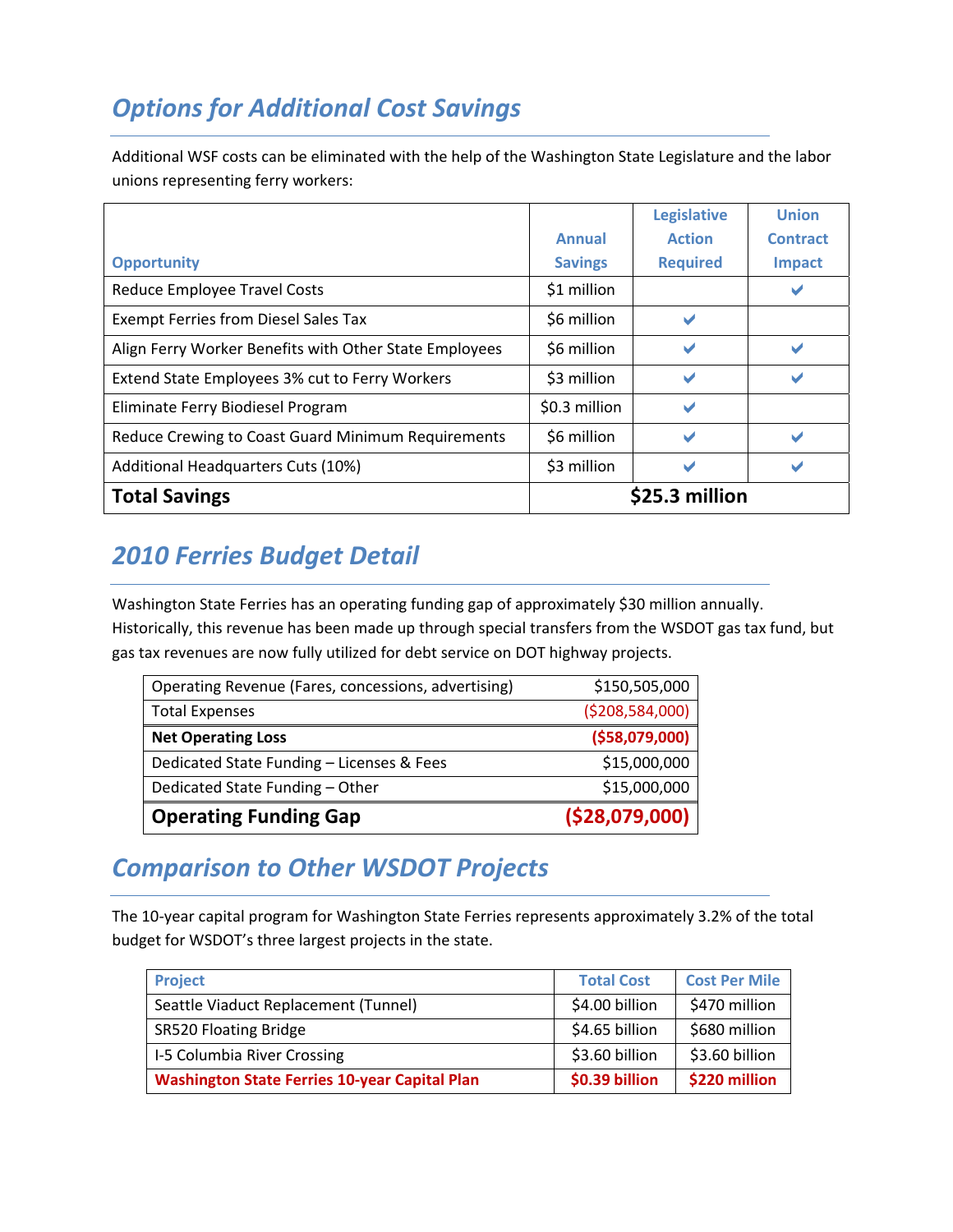## *Options for Additional Cost Savings*

Additional WSF costs can be eliminated with the help of the Washington State Legislature and the labor unions representing ferry workers:

| Opportunity | Annual Savings | Legislative Action Required | Union Contract Impact |
|---|---|---|---|
| Reduce Employee Travel Costs | $1 million | | ✔ |
| Exempt Ferries from Diesel Sales Tax | $6 million | ✔ | |
| Align Ferry Worker Benefits with Other State Employees | $6 million | ✔ | ✔ |
| Extend State Employees 3% cut to Ferry Workers | $3 million | ✔ | ✔ |
| Eliminate Ferry Biodiesel Program | $0.3 million | ✔ | |
| Reduce Crewing to Coast Guard Minimum Requirements | $6 million | ✔ | ✔ |
| Additional Headquarters Cuts (10%) | $3 million | ✔ | ✔ |
| **Total Savings** | **$25.3 million** | | |

## *2010 Ferries Budget Detail*

Washington State Ferries has an operating funding gap of approximately $30 million annually. Historically, this revenue has been made up through special transfers from the WSDOT gas tax fund, but gas tax revenues are now fully utilized for debt service on DOT highway projects.

| Item | Amount |
|---|---|
| Operating Revenue (Fares, concessions, advertising) | $150,505,000 |
| Total Expenses | ($208,584,000) |
| **Net Operating Loss** | **($58,079,000)** |
| Dedicated State Funding – Licenses & Fees | $15,000,000 |
| Dedicated State Funding – Other | $15,000,000 |
| **Operating Funding Gap** | **($28,079,000)** |

## *Comparison to Other WSDOT Projects*

The 10-year capital program for Washington State Ferries represents approximately 3.2% of the total budget for WSDOT's three largest projects in the state.

| Project | Total Cost | Cost Per Mile |
|---|---|---|
| Seattle Viaduct Replacement (Tunnel) | $4.00 billion | $470 million |
| SR520 Floating Bridge | $4.65 billion | $680 million |
| I-5 Columbia River Crossing | $3.60 billion | $3.60 billion |
| **Washington State Ferries 10-year Capital Plan** | **$0.39 billion** | **$220 million** |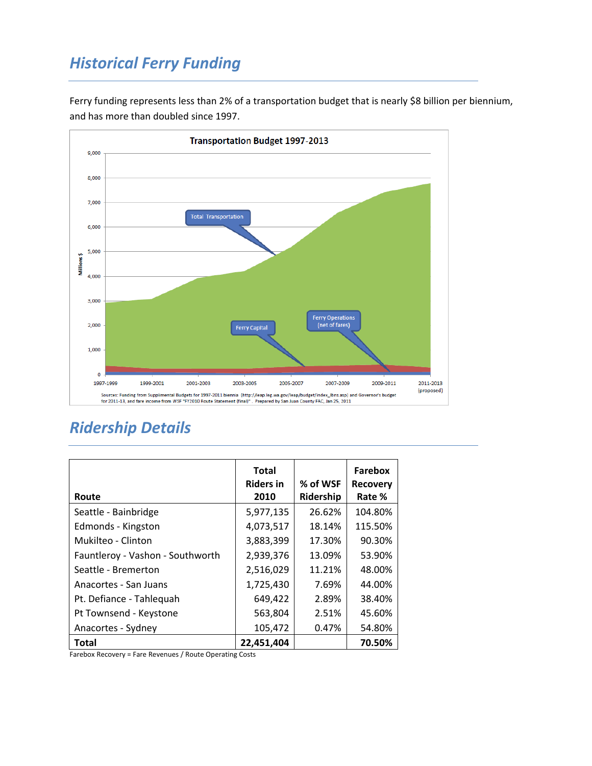## Historical Ferry Funding

Ferry funding represents less than 2% of a transportation budget that is nearly $8 billion per biennium, and has more than doubled since 1997.

Transportation Budget 1997-2013

Millions $

9,000
8,000
7,000
6,000
5,000
4,000
3,000
2,000
1,000
0

1997-1999
1999-2001
2001-2003
2003-2005
2005-2007
2007-2009
2009-2011
2011-2013 (proposed)

Total Transportation

Ferry Capital

Ferry Operations (net of fares)

Sources: Funding from Supplimental Budgets for 1997-2011 biennia (http://leap.leg.wa.gov/leap/budget/index_lbns.asp) and Governor's budget for 2011-13, and fare income from WSF "FY2010 Route Statement (final)". Prepared by San Juan County FAC, Jan 25, 2011

## Ridership Details

| Route | Total Riders in 2010 | % of WSF Ridership | Farebox Recovery Rate % |
|---|---|---|---|
| Seattle - Bainbridge | 5,977,135 | 26.62% | 104.80% |
| Edmonds - Kingston | 4,073,517 | 18.14% | 115.50% |
| Mukilteo - Clinton | 3,883,399 | 17.30% | 90.30% |
| Fauntleroy - Vashon - Southworth | 2,939,376 | 13.09% | 53.90% |
| Seattle - Bremerton | 2,516,029 | 11.21% | 48.00% |
| Anacortes - San Juans | 1,725,430 | 7.69% | 44.00% |
| Pt. Defiance - Tahlequah | 649,422 | 2.89% | 38.40% |
| Pt Townsend - Keystone | 563,804 | 2.51% | 45.60% |
| Anacortes - Sydney | 105,472 | 0.47% | 54.80% |
| **Total** | **22,451,404** | | **70.50%** |

Farebox Recovery = Fare Revenues / Route Operating Costs